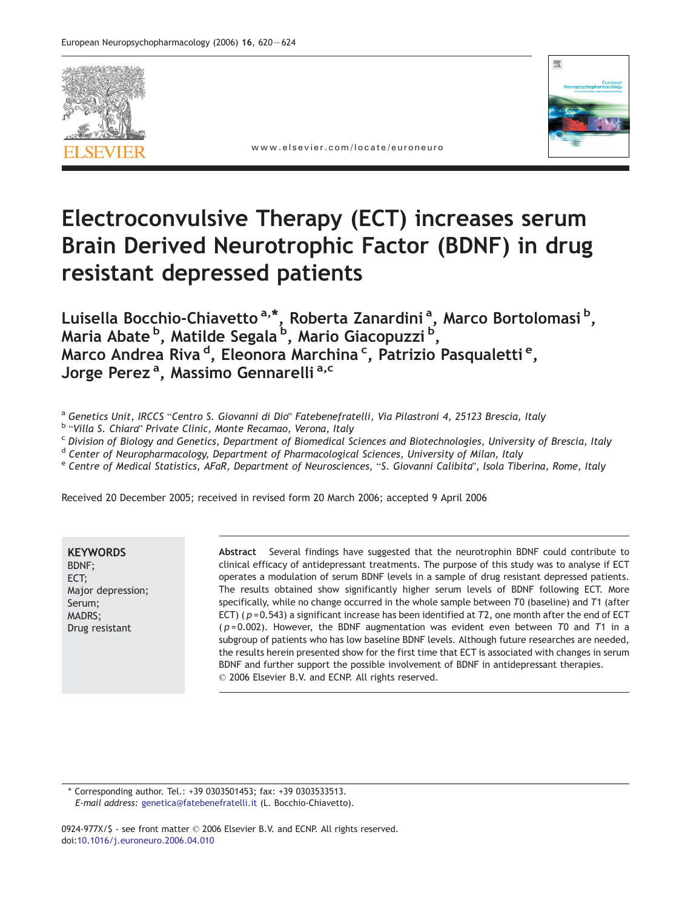# Electroconvulsive Therapy (ECT) increases serum Brain Derived Neurotrophic Factor (BDNF) in drug resistant depressed patients

**Luisella Bocchio-Chiavetto [a,*], Roberta Zanardini [a], Marco Bortolomasi [b], Maria Abate [b], Matilde Segala [b], Mario Giacopuzzi [b], Marco Andrea Riva [d], Eleonora Marchina [c], Patrizio Pasqualetti [e], Jorge Perez [a], Massimo Gennarelli [a,c]**

[a] *Genetics Unit, IRCCS "Centro S. Giovanni di Dio" Fatebenefratelli, Via Pilastroni 4, 25123 Brescia, Italy*
[b] *"Villa S. Chiara" Private Clinic, Monte Recamao, Verona, Italy*
[c] *Division of Biology and Genetics, Department of Biomedical Sciences and Biotechnologies, University of Brescia, Italy*
[d] *Center of Neuropharmacology, Department of Pharmacological Sciences, University of Milan, Italy*
[e] *Centre of Medical Statistics, AFaR, Department of Neurosciences, "S. Giovanni Calibita", Isola Tiberina, Rome, Italy*

Received 20 December 2005; received in revised form 20 March 2006; accepted 9 April 2006

**KEYWORDS**
BDNF;
ECT;
Major depression;
Serum;
MADRS;
Drug resistant

**Abstract** Several findings have suggested that the neurotrophin BDNF could contribute to clinical efficacy of antidepressant treatments. The purpose of this study was to analyse if ECT operates a modulation of serum BDNF levels in a sample of drug resistant depressed patients. The results obtained show significantly higher serum levels of BDNF following ECT. More specifically, while no change occurred in the whole sample between *T*0 (baseline) and *T*1 (after ECT) ($p = 0.543$) a significant increase has been identified at *T*2, one month after the end of ECT ($p = 0.002$). However, the BDNF augmentation was evident even between *T*0 and *T*1 in a subgroup of patients who has low baseline BDNF levels. Although future researches are needed, the results herein presented show for the first time that ECT is associated with changes in serum BDNF and further support the possible involvement of BDNF in antidepressant therapies.
© 2006 Elsevier B.V. and ECNP. All rights reserved.

* Corresponding author. Tel.: +39 0303501453; fax: +39 0303533513.
*E-mail address:* genetica@fatebenefratelli.it (L. Bocchio-Chiavetto).

0924-977X/$ - see front matter © 2006 Elsevier B.V. and ECNP. All rights reserved.
doi:10.1016/j.euroneuro.2006.04.010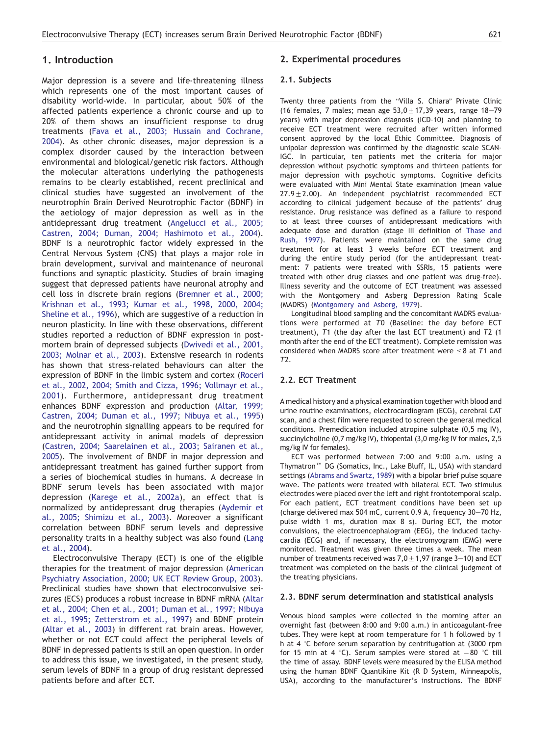## 1. Introduction

Major depression is a severe and life-threatening illness which represents one of the most important causes of disability world-wide. In particular, about 50% of the affected patients experience a chronic course and up to 20% of them shows an insufficient response to drug treatments (Fava et al., 2003; Hussain and Cochrane, 2004). As other chronic diseases, major depression is a complex disorder caused by the interaction between environmental and biological/genetic risk factors. Although the molecular alterations underlying the pathogenesis remains to be clearly established, recent preclinical and clinical studies have suggested an involvement of the neurotrophin Brain Derived Neurotrophic Factor (BDNF) in the aetiology of major depression as well as in the antidepressant drug treatment (Angelucci et al., 2005; Castren, 2004; Duman, 2004; Hashimoto et al., 2004). BDNF is a neurotrophic factor widely expressed in the Central Nervous System (CNS) that plays a major role in brain development, survival and maintenance of neuronal functions and synaptic plasticity. Studies of brain imaging suggest that depressed patients have neuronal atrophy and cell loss in discrete brain regions (Bremner et al., 2000; Krishnan et al., 1993; Kumar et al., 1998, 2000, 2004; Sheline et al., 1996), which are suggestive of a reduction in neuron plasticity. In line with these observations, different studies reported a reduction of BDNF expression in post-mortem brain of depressed subjects (Dwivedi et al., 2001, 2003; Molnar et al., 2003). Extensive research in rodents has shown that stress-related behaviours can alter the expression of BDNF in the limbic system and cortex (Roceri et al., 2002, 2004; Smith and Cizza, 1996; Vollmayr et al., 2001). Furthermore, antidepressant drug treatment enhances BDNF expression and production (Altar, 1999; Castren, 2004; Duman et al., 1997; Nibuya et al., 1995) and the neurotrophin signalling appears to be required for antidepressant activity in animal models of depression (Castren, 2004; Saarelainen et al., 2003; Sairanen et al., 2005). The involvement of BNDF in major depression and antidepressant treatment has gained further support from a series of biochemical studies in humans. A decrease in BDNF serum levels has been associated with major depression (Karege et al., 2002a), an effect that is normalized by antidepressant drug therapies (Aydemir et al., 2005; Shimizu et al., 2003). Moreover a significant correlation between BDNF serum levels and depressive personality traits in a healthy subject was also found (Lang et al., 2004).

Electroconvulsive Therapy (ECT) is one of the eligible therapies for the treatment of major depression (American Psychiatry Association, 2000; UK ECT Review Group, 2003). Preclinical studies have shown that electroconvulsive seizures (ECS) produces a robust increase in BDNF mRNA (Altar et al., 2004; Chen et al., 2001; Duman et al., 1997; Nibuya et al., 1995; Zetterstrom et al., 1997) and BDNF protein (Altar et al., 2003) in different rat brain areas. However, whether or not ECT could affect the peripheral levels of BDNF in depressed patients is still an open question. In order to address this issue, we investigated, in the present study, serum levels of BDNF in a group of drug resistant depressed patients before and after ECT.

## 2. Experimental procedures

### 2.1. Subjects

Twenty three patients from the "Villa S. Chiara" Private Clinic (16 females, 7 males; mean age $53,0 \pm 17,39$ years, range 18–79 years) with major depression diagnosis (ICD-10) and planning to receive ECT treatment were recruited after written informed consent approved by the local Ethic Committee. Diagnosis of unipolar depression was confirmed by the diagnostic scale SCAN-IGC. In particular, ten patients met the criteria for major depression without psychotic symptoms and thirteen patients for major depression with psychotic symptoms. Cognitive deficits were evaluated with Mini Mental State examination (mean value $27.9 \pm 2.00$). An independent psychiatrist recommended ECT according to clinical judgement because of the patients' drug resistance. Drug resistance was defined as a failure to respond to at least three courses of antidepressant medications with adequate dose and duration (stage III definition of Thase and Rush, 1997). Patients were maintained on the same drug treatment for at least 3 weeks before ECT treatment and during the entire study period (for the antidepressant treatment: 7 patients were treated with SSRIs, 15 patients were treated with other drug classes and one patient was drug-free). Illness severity and the outcome of ECT treatment was assessed with the Montgomery and Asberg Depression Rating Scale (MADRS) (Montgomery and Asberg, 1979).

Longitudinal blood sampling and the concomitant MADRS evaluations were performed at *T0* (Baseline: the day before ECT treatment), *T1* (the day after the last ECT treatment) and *T2* (1 month after the end of the ECT treatment). Complete remission was considered when MADRS score after treatment were $\leq 8$ at *T1* and *T2*.

### 2.2. ECT Treatment

A medical history and a physical examination together with blood and urine routine examinations, electrocardiogram (ECG), cerebral CAT scan, and a chest film were requested to screen the general medical conditions. Premedication included atropine sulphate (0,5 mg IV), succinylcholine (0,7 mg/kg IV), thiopental (3,0 mg/kg IV for males, 2,5 mg/kg IV for females).

ECT was performed between 7:00 and 9:00 a.m. using a Thymatron™ DG (Somatics, Inc., Lake Bluff, IL, USA) with standard settings (Abrams and Swartz, 1989) with a bipolar brief pulse square wave. The patients were treated with bilateral ECT. Two stimulus electrodes were placed over the left and right frontotemporal scalp. For each patient, ECT treatment conditions have been set up (charge delivered max 504 mC, current 0.9 A, frequency 30–70 Hz, pulse width 1 ms, duration max 8 s). During ECT, the motor convulsions, the electroencephalogram (EEG), the induced tachycardia (ECG) and, if necessary, the electromyogram (EMG) were monitored. Treatment was given three times a week. The mean number of treatments received was $7,0 \pm 1,97$ (range 3–10) and ECT treatment was completed on the basis of the clinical judgment of the treating physicians.

### 2.3. BDNF serum determination and statistical analysis

Venous blood samples were collected in the morning after an overnight fast (between 8:00 and 9:00 a.m.) in anticoagulant-free tubes. They were kept at room temperature for 1 h followed by 1 h at 4 °C before serum separation by centrifugation at (3000 rpm for 15 min at 4 °C). Serum samples were stored at −80 °C till the time of assay. BDNF levels were measured by the ELISA method using the human BDNF Quantikine Kit (R D System, Minneapolis, USA), according to the manufacturer's instructions. The BDNF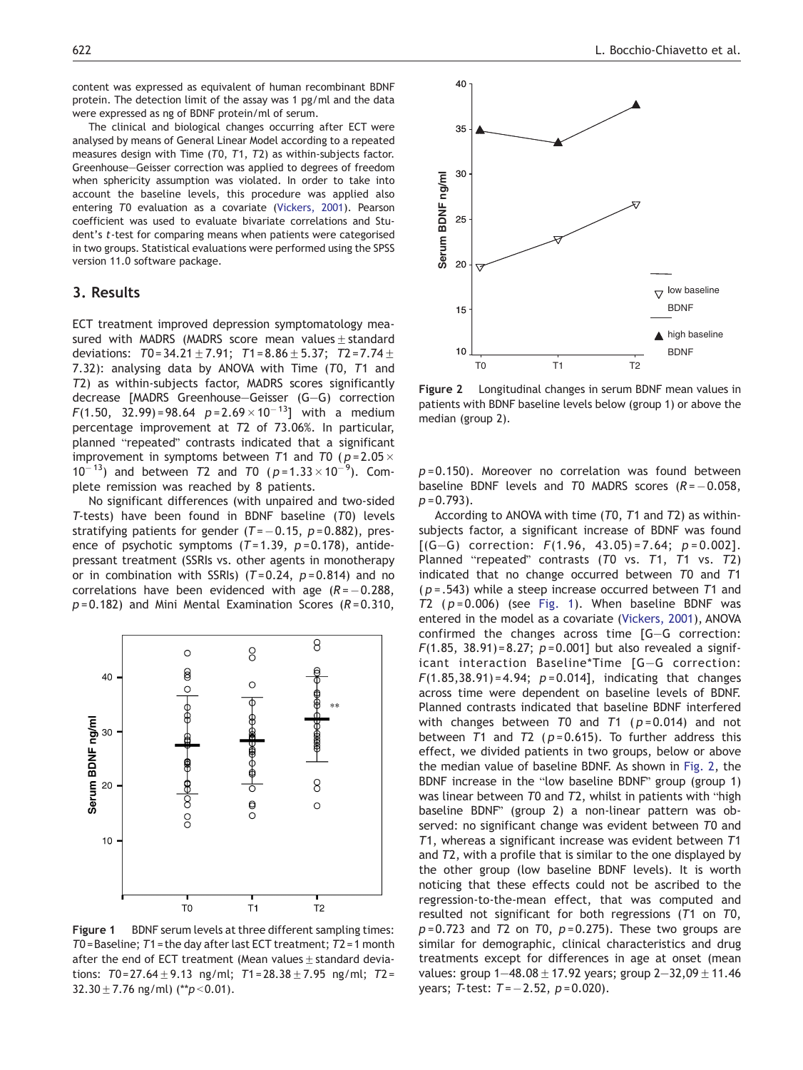content was expressed as equivalent of human recombinant BDNF protein. The detection limit of the assay was 1 pg/ml and the data were expressed as ng of BDNF protein/ml of serum.

The clinical and biological changes occurring after ECT were analysed by means of General Linear Model according to a repeated measures design with Time (*T0*, *T1*, *T2*) as within-subjects factor. Greenhouse–Geisser correction was applied to degrees of freedom when sphericity assumption was violated. In order to take into account the baseline levels, this procedure was applied also entering *T0* evaluation as a covariate (Vickers, 2001). Pearson coefficient was used to evaluate bivariate correlations and Student's *t*-test for comparing means when patients were categorised in two groups. Statistical evaluations were performed using the SPSS version 11.0 software package.

## 3. Results

ECT treatment improved depression symptomatology measured with MADRS (MADRS score mean values ± standard deviations: $T0 = 34.21 \pm 7.91$; $T1 = 8.86 \pm 5.37$; $T2 = 7.74 \pm 7.32$): analysing data by ANOVA with Time (*T0*, *T1* and *T2*) as within-subjects factor, MADRS scores significantly decrease [MADRS Greenhouse–Geisser (G–G) correction $F(1.50,\ 32.99) = 98.64$ $p = 2.69 \times 10^{-13}$] with a medium percentage improvement at *T2* of 73.06%. In particular, planned "repeated" contrasts indicated that a significant improvement in symptoms between *T1* and *T0* ($p = 2.05 \times 10^{-13}$) and between *T2* and *T0* ($p = 1.33 \times 10^{-9}$). Complete remission was reached by 8 patients.

No significant differences (with unpaired and two-sided *T*-tests) have been found in BDNF baseline (*T0*) levels stratifying patients for gender ($T = -0.15$, $p = 0.882$), presence of psychotic symptoms ($T = 1.39$, $p = 0.178$), antidepressant treatment (SSRIs vs. other agents in monotherapy or in combination with SSRIs) ($T = 0.24$, $p = 0.814$) and no correlations have been evidenced with age ($R = -0.288$, $p = 0.182$) and Mini Mental Examination Scores ($R = 0.310$, $p = 0.150$). Moreover no correlation was found between baseline BDNF levels and *T0* MADRS scores ($R = -0.058$, $p = 0.793$).

**Figure 1** BDNF serum levels at three different sampling times: *T0* = Baseline; *T1* = the day after last ECT treatment; *T2* = 1 month after the end of ECT treatment (Mean values ± standard deviations: $T0 = 27.64 \pm 9.13$ ng/ml; $T1 = 28.38 \pm 7.95$ ng/ml; $T2 = 32.30 \pm 7.76$ ng/ml) (**$p < 0.01$).

**Figure 2** Longitudinal changes in serum BDNF mean values in patients with BDNF baseline levels below (group 1) or above the median (group 2).

According to ANOVA with time (*T0*, *T1* and *T2*) as within-subjects factor, a significant increase of BDNF was found [(G–G) correction: $F(1.96,\ 43.05) = 7.64$; $p = 0.002$]. Planned "repeated" contrasts (*T0* vs. *T1*, *T1* vs. *T2*) indicated that no change occurred between *T0* and *T1* ($p = .543$) while a steep increase occurred between *T1* and *T2* ($p = 0.006$) (see Fig. 1). When baseline BDNF was entered in the model as a covariate (Vickers, 2001), ANOVA confirmed the changes across time [G–G correction: $F(1.85,\ 38.91) = 8.27$; $p = 0.001$] but also revealed a significant interaction Baseline*Time [G–G correction: $F(1.85, 38.91) = 4.94$; $p = 0.014$], indicating that changes across time were dependent on baseline levels of BDNF. Planned contrasts indicated that baseline BDNF interfered with changes between *T0* and *T1* ($p = 0.014$) and not between *T1* and *T2* ($p = 0.615$). To further address this effect, we divided patients in two groups, below or above the median value of baseline BDNF. As shown in Fig. 2, the BDNF increase in the "low baseline BDNF" group (group 1) was linear between *T0* and *T2*, whilst in patients with "high baseline BDNF" (group 2) a non-linear pattern was observed: no significant change was evident between *T0* and *T1*, whereas a significant increase was evident between *T1* and *T2*, with a profile that is similar to the one displayed by the other group (low baseline BDNF levels). It is worth noticing that these effects could not be ascribed to the regression-to-the-mean effect, that was computed and resulted not significant for both regressions (*T1* on *T0*, $p = 0.723$ and *T2* on *T0*, $p = 0.275$). These two groups are similar for demographic, clinical characteristics and drug treatments except for differences in age at onset (mean values: group 1—$48.08 \pm 17.92$ years; group 2—$32{,}09 \pm 11.46$ years; *T*-test: $T = -2.52$, $p = 0.020$).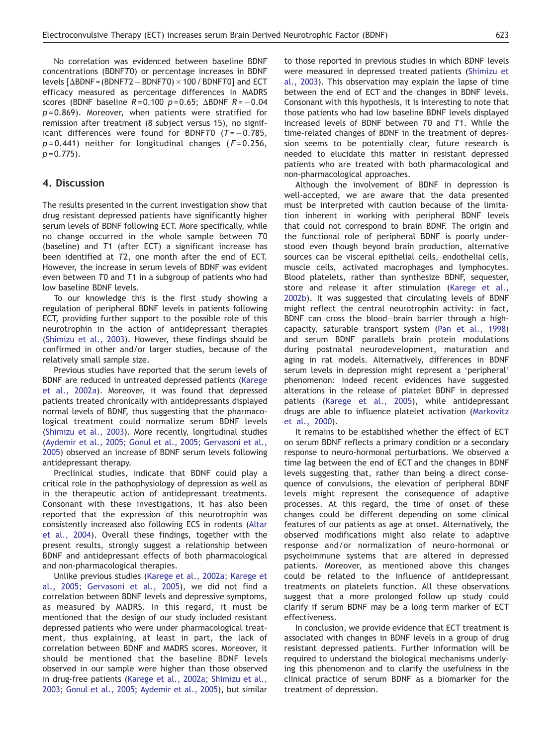No correlation was evidenced between baseline BDNF concentrations (BDNF$T0$) or percentage increases in BDNF levels [$\Delta$BDNF = (BDNF$T2$ − BDNF$T0$) × 100 / BDNF$T0$] and ECT efficacy measured as percentage differences in MADRS scores (BDNF baseline $R = 0.100$ $p = 0.65$; $\Delta$BDNF $R = -0.04$ $p = 0.869$). Moreover, when patients were stratified for remission after treatment (8 subject versus 15), no significant differences were found for BDNF$T0$ ($T = -0.785$, $p = 0.441$) neither for longitudinal changes ($F = 0.256$, $p = 0.775$).

## 4. Discussion

The results presented in the current investigation show that drug resistant depressed patients have significantly higher serum levels of BDNF following ECT. More specifically, while no change occurred in the whole sample between $T0$ (baseline) and $T1$ (after ECT) a significant increase has been identified at $T2$, one month after the end of ECT. However, the increase in serum levels of BDNF was evident even between $T0$ and $T1$ in a subgroup of patients who had low baseline BDNF levels.

To our knowledge this is the first study showing a regulation of peripheral BDNF levels in patients following ECT, providing further support to the possible role of this neurotrophin in the action of antidepressant therapies (Shimizu et al., 2003). However, these findings should be confirmed in other and/or larger studies, because of the relatively small sample size.

Previous studies have reported that the serum levels of BDNF are reduced in untreated depressed patients (Karege et al., 2002a). Moreover, it was found that depressed patients treated chronically with antidepressants displayed normal levels of BDNF, thus suggesting that the pharmacological treatment could normalize serum BDNF levels (Shimizu et al., 2003). More recently, longitudinal studies (Aydemir et al., 2005; Gonul et al., 2005; Gervasoni et al., 2005) observed an increase of BDNF serum levels following antidepressant therapy.

Preclinical studies, indicate that BDNF could play a critical role in the pathophysiology of depression as well as in the therapeutic action of antidepressant treatments. Consonant with these investigations, it has also been reported that the expression of this neurotrophin was consistently increased also following ECS in rodents (Altar et al., 2004). Overall these findings, together with the present results, strongly suggest a relationship between BDNF and antidepressant effects of both pharmacological and non-pharmacological therapies.

Unlike previous studies (Karege et al., 2002a; Karege et al., 2005; Gervasoni et al., 2005), we did not find a correlation between BDNF levels and depressive symptoms, as measured by MADRS. In this regard, it must be mentioned that the design of our study included resistant depressed patients who were under pharmacological treatment, thus explaining, at least in part, the lack of correlation between BDNF and MADRS scores. Moreover, it should be mentioned that the baseline BDNF levels observed in our sample were higher than those observed in drug-free patients (Karege et al., 2002a; Shimizu et al., 2003; Gonul et al., 2005; Aydemir et al., 2005), but similar to those reported in previous studies in which BDNF levels were measured in depressed treated patients (Shimizu et al., 2003). This observation may explain the lapse of time between the end of ECT and the changes in BDNF levels. Consonant with this hypothesis, it is interesting to note that those patients who had low baseline BDNF levels displayed increased levels of BDNF between $T0$ and $T1$. While the time-related changes of BDNF in the treatment of depression seems to be potentially clear, future research is needed to elucidate this matter in resistant depressed patients who are treated with both pharmacological and non-pharmacological approaches.

Although the involvement of BDNF in depression is well-accepted, we are aware that the data presented must be interpreted with caution because of the limitation inherent in working with peripheral BDNF levels that could not correspond to brain BDNF. The origin and the functional role of peripheral BDNF is poorly understood even though beyond brain production, alternative sources can be visceral epithelial cells, endothelial cells, muscle cells, activated macrophages and lymphocytes. Blood platelets, rather than synthesize BDNF, sequester, store and release it after stimulation (Karege et al., 2002b). It was suggested that circulating levels of BDNF might reflect the central neurotrophin activity: in fact, BDNF can cross the blood—brain barrier through a high-capacity, saturable transport system (Pan et al., 1998) and serum BDNF parallels brain protein modulations during postnatal neurodevelopment, maturation and aging in rat models. Alternatively, differences in BDNF serum levels in depression might represent a 'peripheral' phenomenon: indeed recent evidences have suggested alterations in the release of platelet BDNF in depressed patients (Karege et al., 2005), while antidepressant drugs are able to influence platelet activation (Markovitz et al., 2000).

It remains to be established whether the effect of ECT on serum BDNF reflects a primary condition or a secondary response to neuro-hormonal perturbations. We observed a time lag between the end of ECT and the changes in BDNF levels suggesting that, rather than being a direct consequence of convulsions, the elevation of peripheral BDNF levels might represent the consequence of adaptive processes. At this regard, the time of onset of these changes could be different depending on some clinical features of our patients as age at onset. Alternatively, the observed modifications might also relate to adaptive response and/or normalization of neuro-hormonal or psychoimmune systems that are altered in depressed patients. Moreover, as mentioned above this changes could be related to the influence of antidepressant treatments on platelets function. All these observations suggest that a more prolonged follow up study could clarify if serum BDNF may be a long term marker of ECT effectiveness.

In conclusion, we provide evidence that ECT treatment is associated with changes in BDNF levels in a group of drug resistant depressed patients. Further information will be required to understand the biological mechanisms underlying this phenomenon and to clarify the usefulness in the clinical practice of serum BDNF as a biomarker for the treatment of depression.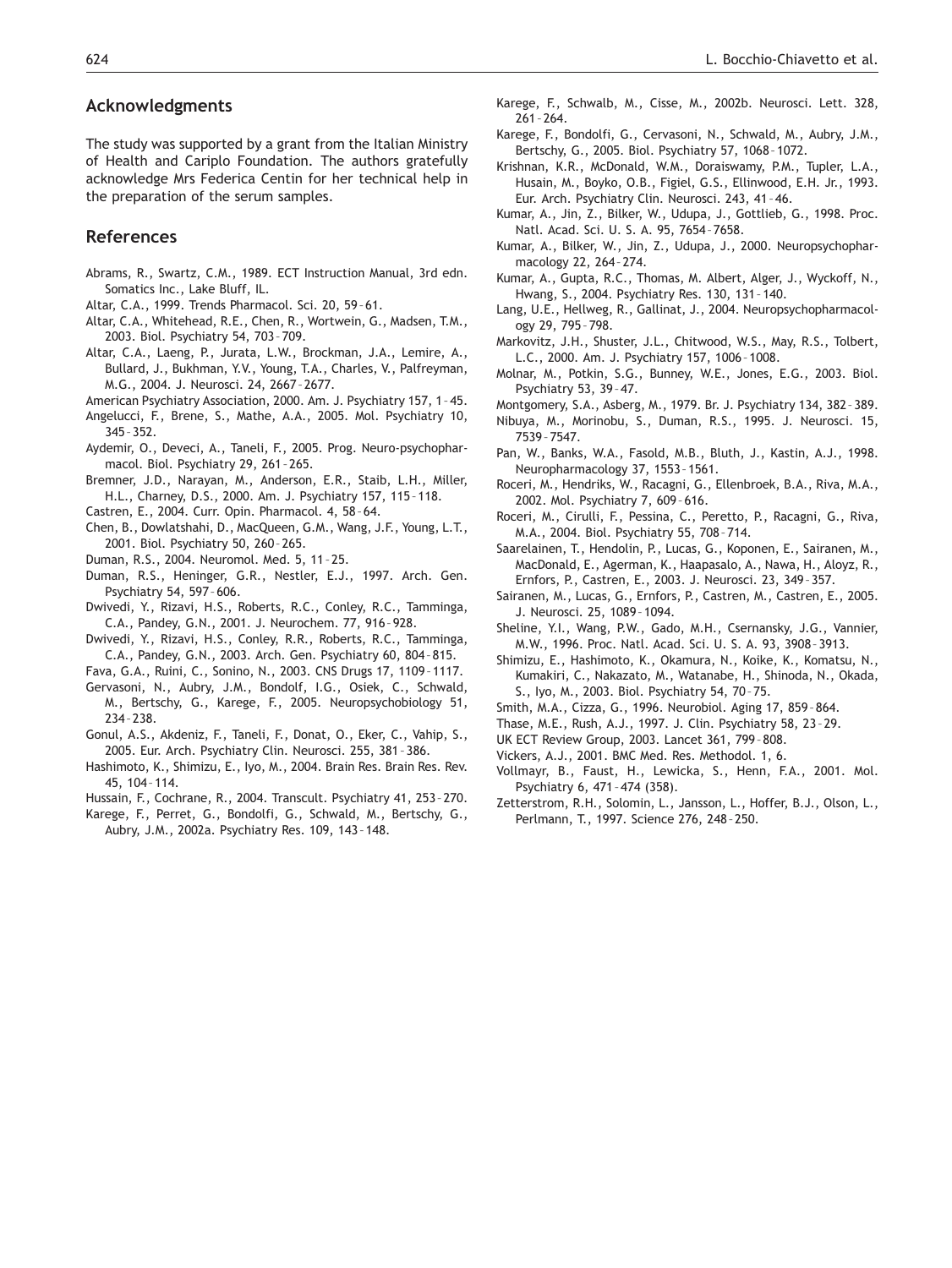## Acknowledgments

The study was supported by a grant from the Italian Ministry of Health and Cariplo Foundation. The authors gratefully acknowledge Mrs Federica Centin for her technical help in the preparation of the serum samples.

## References

Abrams, R., Swartz, C.M., 1989. ECT Instruction Manual, 3rd edn. Somatics Inc., Lake Bluff, IL.

Altar, C.A., 1999. Trends Pharmacol. Sci. 20, 59–61.

Altar, C.A., Whitehead, R.E., Chen, R., Wortwein, G., Madsen, T.M., 2003. Biol. Psychiatry 54, 703–709.

Altar, C.A., Laeng, P., Jurata, L.W., Brockman, J.A., Lemire, A., Bullard, J., Bukhman, Y.V., Young, T.A., Charles, V., Palfreyman, M.G., 2004. J. Neurosci. 24, 2667–2677.

American Psychiatry Association, 2000. Am. J. Psychiatry 157, 1–45.

Angelucci, F., Brene, S., Mathe, A.A., 2005. Mol. Psychiatry 10, 345–352.

Aydemir, O., Deveci, A., Taneli, F., 2005. Prog. Neuro-psychopharmacol. Biol. Psychiatry 29, 261–265.

Bremner, J.D., Narayan, M., Anderson, E.R., Staib, L.H., Miller, H.L., Charney, D.S., 2000. Am. J. Psychiatry 157, 115–118.

Castren, E., 2004. Curr. Opin. Pharmacol. 4, 58–64.

Chen, B., Dowlatshahi, D., MacQueen, G.M., Wang, J.F., Young, L.T., 2001. Biol. Psychiatry 50, 260–265.

Duman, R.S., 2004. Neuromol. Med. 5, 11–25.

Duman, R.S., Heninger, G.R., Nestler, E.J., 1997. Arch. Gen. Psychiatry 54, 597–606.

Dwivedi, Y., Rizavi, H.S., Roberts, R.C., Conley, R.C., Tamminga, C.A., Pandey, G.N., 2001. J. Neurochem. 77, 916–928.

Dwivedi, Y., Rizavi, H.S., Conley, R.R., Roberts, R.C., Tamminga, C.A., Pandey, G.N., 2003. Arch. Gen. Psychiatry 60, 804–815.

Fava, G.A., Ruini, C., Sonino, N., 2003. CNS Drugs 17, 1109–1117.

Gervasoni, N., Aubry, J.M., Bondolf, I.G., Osiek, C., Schwald, M., Bertschy, G., Karege, F., 2005. Neuropsychobiology 51, 234–238.

Gonul, A.S., Akdeniz, F., Taneli, F., Donat, O., Eker, C., Vahip, S., 2005. Eur. Arch. Psychiatry Clin. Neurosci. 255, 381–386.

Hashimoto, K., Shimizu, E., Iyo, M., 2004. Brain Res. Brain Res. Rev. 45, 104–114.

Hussain, F., Cochrane, R., 2004. Transcult. Psychiatry 41, 253–270.

Karege, F., Perret, G., Bondolfi, G., Schwald, M., Bertschy, G., Aubry, J.M., 2002a. Psychiatry Res. 109, 143–148.

Karege, F., Schwalb, M., Cisse, M., 2002b. Neurosci. Lett. 328, 261–264.

Karege, F., Bondolfi, G., Cervasoni, N., Schwald, M., Aubry, J.M., Bertschy, G., 2005. Biol. Psychiatry 57, 1068–1072.

Krishnan, K.R., McDonald, W.M., Doraiswamy, P.M., Tupler, L.A., Husain, M., Boyko, O.B., Figiel, G.S., Ellinwood, E.H. Jr., 1993. Eur. Arch. Psychiatry Clin. Neurosci. 243, 41–46.

Kumar, A., Jin, Z., Bilker, W., Udupa, J., Gottlieb, G., 1998. Proc. Natl. Acad. Sci. U. S. A. 95, 7654–7658.

Kumar, A., Bilker, W., Jin, Z., Udupa, J., 2000. Neuropsychopharmacology 22, 264–274.

Kumar, A., Gupta, R.C., Thomas, M. Albert, Alger, J., Wyckoff, N., Hwang, S., 2004. Psychiatry Res. 130, 131–140.

Lang, U.E., Hellweg, R., Gallinat, J., 2004. Neuropsychopharmacology 29, 795–798.

Markovitz, J.H., Shuster, J.L., Chitwood, W.S., May, R.S., Tolbert, L.C., 2000. Am. J. Psychiatry 157, 1006–1008.

Molnar, M., Potkin, S.G., Bunney, W.E., Jones, E.G., 2003. Biol. Psychiatry 53, 39–47.

Montgomery, S.A., Asberg, M., 1979. Br. J. Psychiatry 134, 382–389.

Nibuya, M., Morinobu, S., Duman, R.S., 1995. J. Neurosci. 15, 7539–7547.

Pan, W., Banks, W.A., Fasold, M.B., Bluth, J., Kastin, A.J., 1998. Neuropharmacology 37, 1553–1561.

Roceri, M., Hendriks, W., Racagni, G., Ellenbroek, B.A., Riva, M.A., 2002. Mol. Psychiatry 7, 609–616.

Roceri, M., Cirulli, F., Pessina, C., Peretto, P., Racagni, G., Riva, M.A., 2004. Biol. Psychiatry 55, 708–714.

Saarelainen, T., Hendolin, P., Lucas, G., Koponen, E., Sairanen, M., MacDonald, E., Agerman, K., Haapasalo, A., Nawa, H., Aloyz, R., Ernfors, P., Castren, E., 2003. J. Neurosci. 23, 349–357.

Sairanen, M., Lucas, G., Ernfors, P., Castren, M., Castren, E., 2005. J. Neurosci. 25, 1089–1094.

Sheline, Y.I., Wang, P.W., Gado, M.H., Csernansky, J.G., Vannier, M.W., 1996. Proc. Natl. Acad. Sci. U. S. A. 93, 3908–3913.

Shimizu, E., Hashimoto, K., Okamura, N., Koike, K., Komatsu, N., Kumakiri, C., Nakazato, M., Watanabe, H., Shinoda, N., Okada, S., Iyo, M., 2003. Biol. Psychiatry 54, 70–75.

Smith, M.A., Cizza, G., 1996. Neurobiol. Aging 17, 859–864.

Thase, M.E., Rush, A.J., 1997. J. Clin. Psychiatry 58, 23–29.

UK ECT Review Group, 2003. Lancet 361, 799–808.

Vickers, A.J., 2001. BMC Med. Res. Methodol. 1, 6.

Vollmayr, B., Faust, H., Lewicka, S., Henn, F.A., 2001. Mol. Psychiatry 6, 471–474 (358).

Zetterstrom, R.H., Solomin, L., Jansson, L., Hoffer, B.J., Olson, L., Perlmann, T., 1997. Science 276, 248–250.